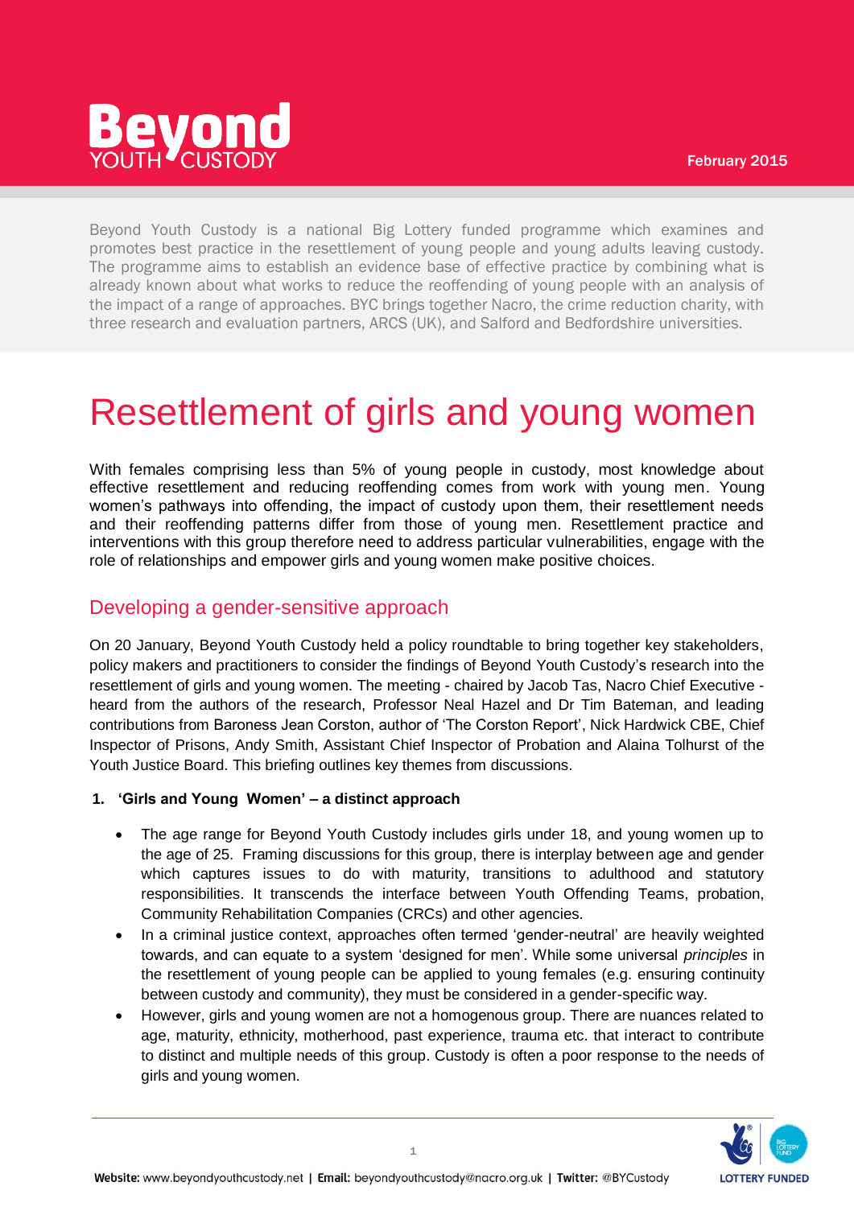**Beyond** YOUTH CUSTODY

February 2015

Beyond Youth Custody is a national Big Lottery funded programme which examines and promotes best practice in the resettlement of young people and young adults leaving custody. The programme aims to establish an evidence base of effective practice by combining what is already known about what works to reduce the reoffending of young people with an analysis of the impact of a range of approaches. BYC brings together Nacro, the crime reduction charity, with three research and evaluation partners, ARCS (UK), and Salford and Bedfordshire universities.

# Resettlement of girls and young women

With females comprising less than 5% of young people in custody, most knowledge about effective resettlement and reducing reoffending comes from work with young men. Young women's pathways into offending, the impact of custody upon them, their resettlement needs and their reoffending patterns differ from those of young men. Resettlement practice and interventions with this group therefore need to address particular vulnerabilities, engage with the role of relationships and empower girls and young women make positive choices.

## Developing a gender-sensitive approach

On 20 January, Beyond Youth Custody held a policy roundtable to bring together key stakeholders, policy makers and practitioners to consider the findings of Beyond Youth Custody's research into the resettlement of girls and young women. The meeting - chaired by Jacob Tas, Nacro Chief Executive - heard from the authors of the research, Professor Neal Hazel and Dr Tim Bateman, and leading contributions from Baroness Jean Corston, author of 'The Corston Report', Nick Hardwick CBE, Chief Inspector of Prisons, Andy Smith, Assistant Chief Inspector of Probation and Alaina Tolhurst of the Youth Justice Board. This briefing outlines key themes from discussions.

**1. 'Girls and Young Women' – a distinct approach**

- The age range for Beyond Youth Custody includes girls under 18, and young women up to the age of 25. Framing discussions for this group, there is interplay between age and gender which captures issues to do with maturity, transitions to adulthood and statutory responsibilities. It transcends the interface between Youth Offending Teams, probation, Community Rehabilitation Companies (CRCs) and other agencies.
- In a criminal justice context, approaches often termed 'gender-neutral' are heavily weighted towards, and can equate to a system 'designed for men'. While some universal *principles* in the resettlement of young people can be applied to young females (e.g. ensuring continuity between custody and community), they must be considered in a gender-specific way.
- However, girls and young women are not a homogenous group. There are nuances related to age, maturity, ethnicity, motherhood, past experience, trauma etc. that interact to contribute to distinct and multiple needs of this group. Custody is often a poor response to the needs of girls and young women.

**Website:** www.beyondyouthcustody.net | **Email:** beyondyouthcustody@nacro.org.uk | **Twitter:** @BYCustody

LOTTERY FUNDED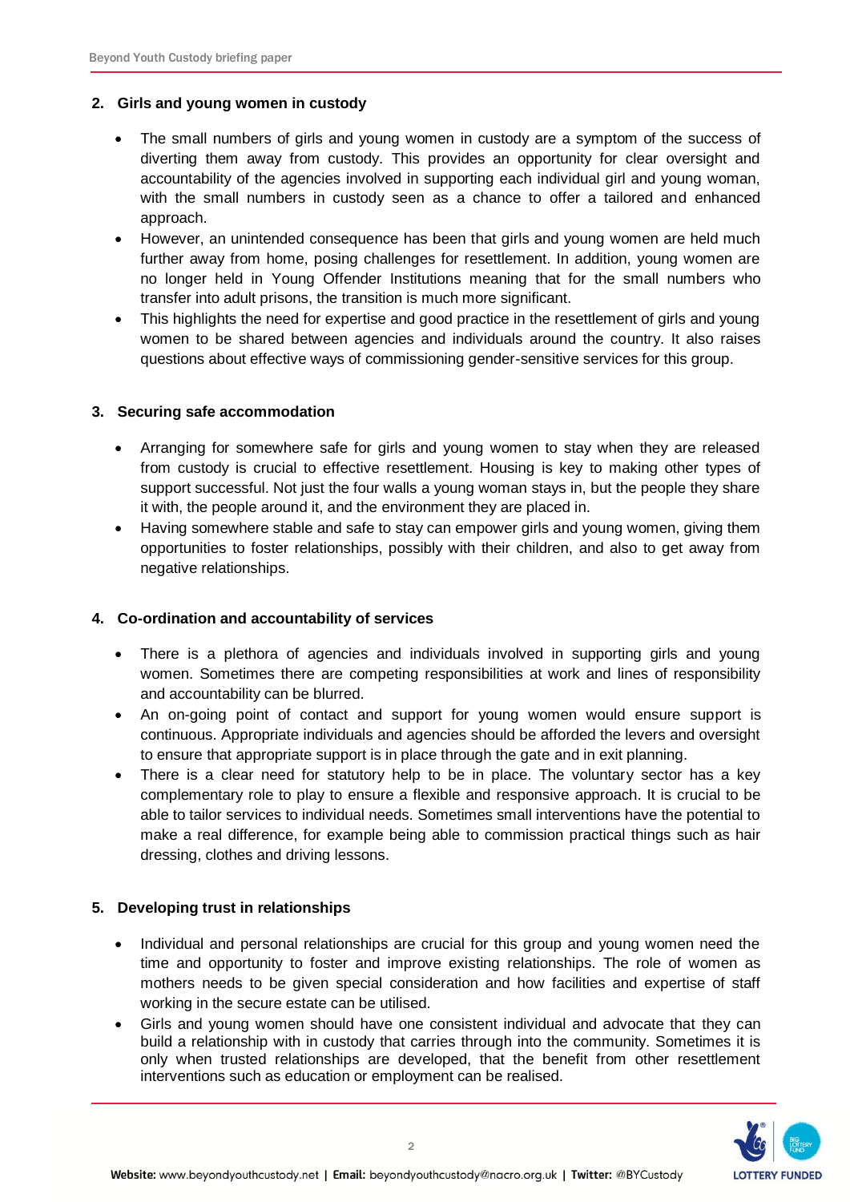## 2. Girls and young women in custody

- The small numbers of girls and young women in custody are a symptom of the success of diverting them away from custody. This provides an opportunity for clear oversight and accountability of the agencies involved in supporting each individual girl and young woman, with the small numbers in custody seen as a chance to offer a tailored and enhanced approach.
- However, an unintended consequence has been that girls and young women are held much further away from home, posing challenges for resettlement. In addition, young women are no longer held in Young Offender Institutions meaning that for the small numbers who transfer into adult prisons, the transition is much more significant.
- This highlights the need for expertise and good practice in the resettlement of girls and young women to be shared between agencies and individuals around the country. It also raises questions about effective ways of commissioning gender-sensitive services for this group.

## 3. Securing safe accommodation

- Arranging for somewhere safe for girls and young women to stay when they are released from custody is crucial to effective resettlement. Housing is key to making other types of support successful. Not just the four walls a young woman stays in, but the people they share it with, the people around it, and the environment they are placed in.
- Having somewhere stable and safe to stay can empower girls and young women, giving them opportunities to foster relationships, possibly with their children, and also to get away from negative relationships.

## 4. Co-ordination and accountability of services

- There is a plethora of agencies and individuals involved in supporting girls and young women. Sometimes there are competing responsibilities at work and lines of responsibility and accountability can be blurred.
- An on-going point of contact and support for young women would ensure support is continuous. Appropriate individuals and agencies should be afforded the levers and oversight to ensure that appropriate support is in place through the gate and in exit planning.
- There is a clear need for statutory help to be in place. The voluntary sector has a key complementary role to play to ensure a flexible and responsive approach. It is crucial to be able to tailor services to individual needs. Sometimes small interventions have the potential to make a real difference, for example being able to commission practical things such as hair dressing, clothes and driving lessons.

## 5. Developing trust in relationships

- Individual and personal relationships are crucial for this group and young women need the time and opportunity to foster and improve existing relationships. The role of women as mothers needs to be given special consideration and how facilities and expertise of staff working in the secure estate can be utilised.
- Girls and young women should have one consistent individual and advocate that they can build a relationship with in custody that carries through into the community. Sometimes it is only when trusted relationships are developed, that the benefit from other resettlement interventions such as education or employment can be realised.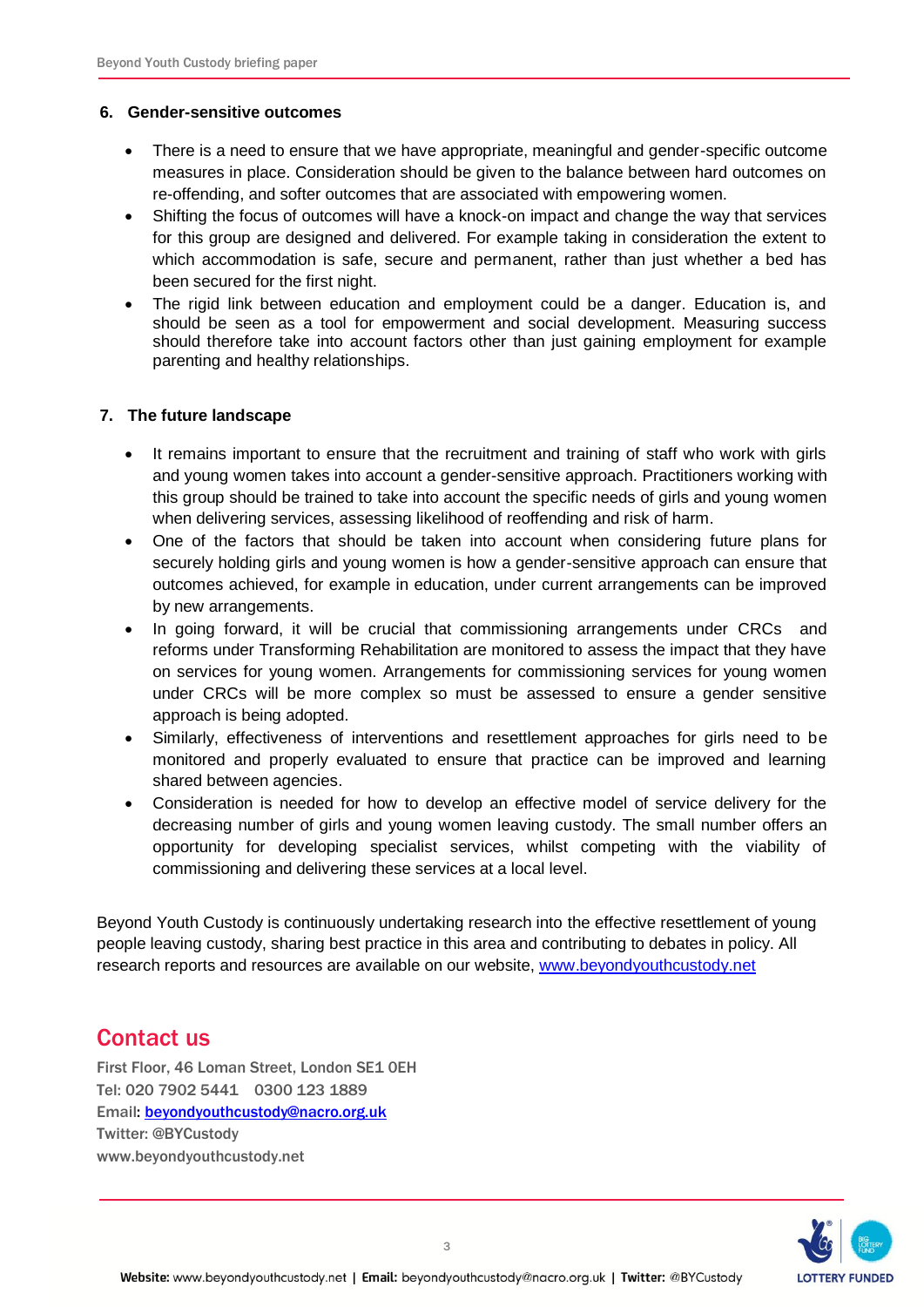## 6. Gender-sensitive outcomes

- There is a need to ensure that we have appropriate, meaningful and gender-specific outcome measures in place. Consideration should be given to the balance between hard outcomes on re-offending, and softer outcomes that are associated with empowering women.
- Shifting the focus of outcomes will have a knock-on impact and change the way that services for this group are designed and delivered. For example taking in consideration the extent to which accommodation is safe, secure and permanent, rather than just whether a bed has been secured for the first night.
- The rigid link between education and employment could be a danger. Education is, and should be seen as a tool for empowerment and social development. Measuring success should therefore take into account factors other than just gaining employment for example parenting and healthy relationships.

## 7. The future landscape

- It remains important to ensure that the recruitment and training of staff who work with girls and young women takes into account a gender-sensitive approach. Practitioners working with this group should be trained to take into account the specific needs of girls and young women when delivering services, assessing likelihood of reoffending and risk of harm.
- One of the factors that should be taken into account when considering future plans for securely holding girls and young women is how a gender-sensitive approach can ensure that outcomes achieved, for example in education, under current arrangements can be improved by new arrangements.
- In going forward, it will be crucial that commissioning arrangements under CRCs and reforms under Transforming Rehabilitation are monitored to assess the impact that they have on services for young women. Arrangements for commissioning services for young women under CRCs will be more complex so must be assessed to ensure a gender sensitive approach is being adopted.
- Similarly, effectiveness of interventions and resettlement approaches for girls need to be monitored and properly evaluated to ensure that practice can be improved and learning shared between agencies.
- Consideration is needed for how to develop an effective model of service delivery for the decreasing number of girls and young women leaving custody. The small number offers an opportunity for developing specialist services, whilst competing with the viability of commissioning and delivering these services at a local level.

Beyond Youth Custody is continuously undertaking research into the effective resettlement of young people leaving custody, sharing best practice in this area and contributing to debates in policy. All research reports and resources are available on our website, [www.beyondyouthcustody.net](http://www.beyondyouthcustody.net)

# Contact us

First Floor, 46 Loman Street, London SE1 0EH
Tel: 020 7902 5441    0300 123 1889
Email: **beyondyouthcustody@nacro.org.uk**
Twitter: @BYCustody
www.beyondyouthcustody.net